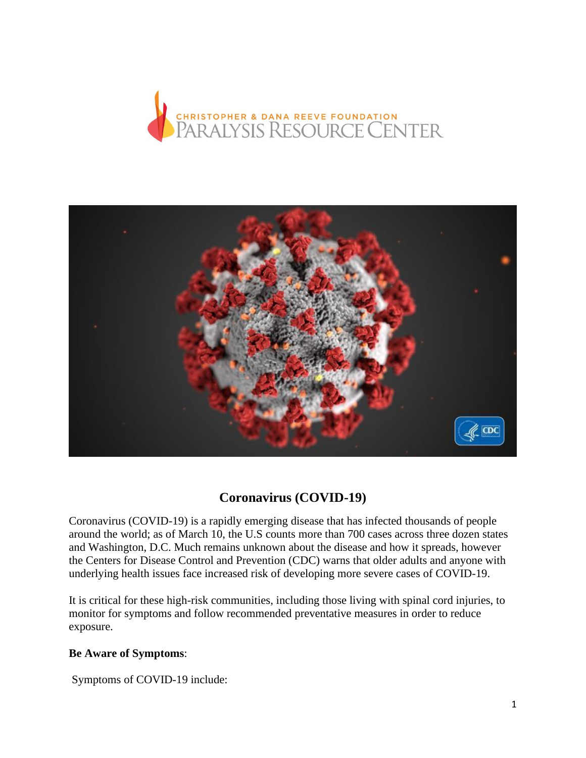# Coronavirus (COVID-19)

Coronavirus (COVID-19) is a rapidly emerging disease that has infected thousands of people around the world; as of March 10, the U.S counts more than 700 cases across three dozen states and Washington, D.C. Much remains unknown about the disease and how it spreads, however the Centers for Disease Control and Prevention (CDC) warns that older adults and anyone with underlying health issues face increased risk of developing more severe cases of COVID-19.

It is critical for these high-risk communities, including those living with spinal cord injuries, to monitor for symptoms and follow recommended preventative measures in order to reduce exposure.

**Be Aware of Symptoms**:

Symptoms of COVID-19 include: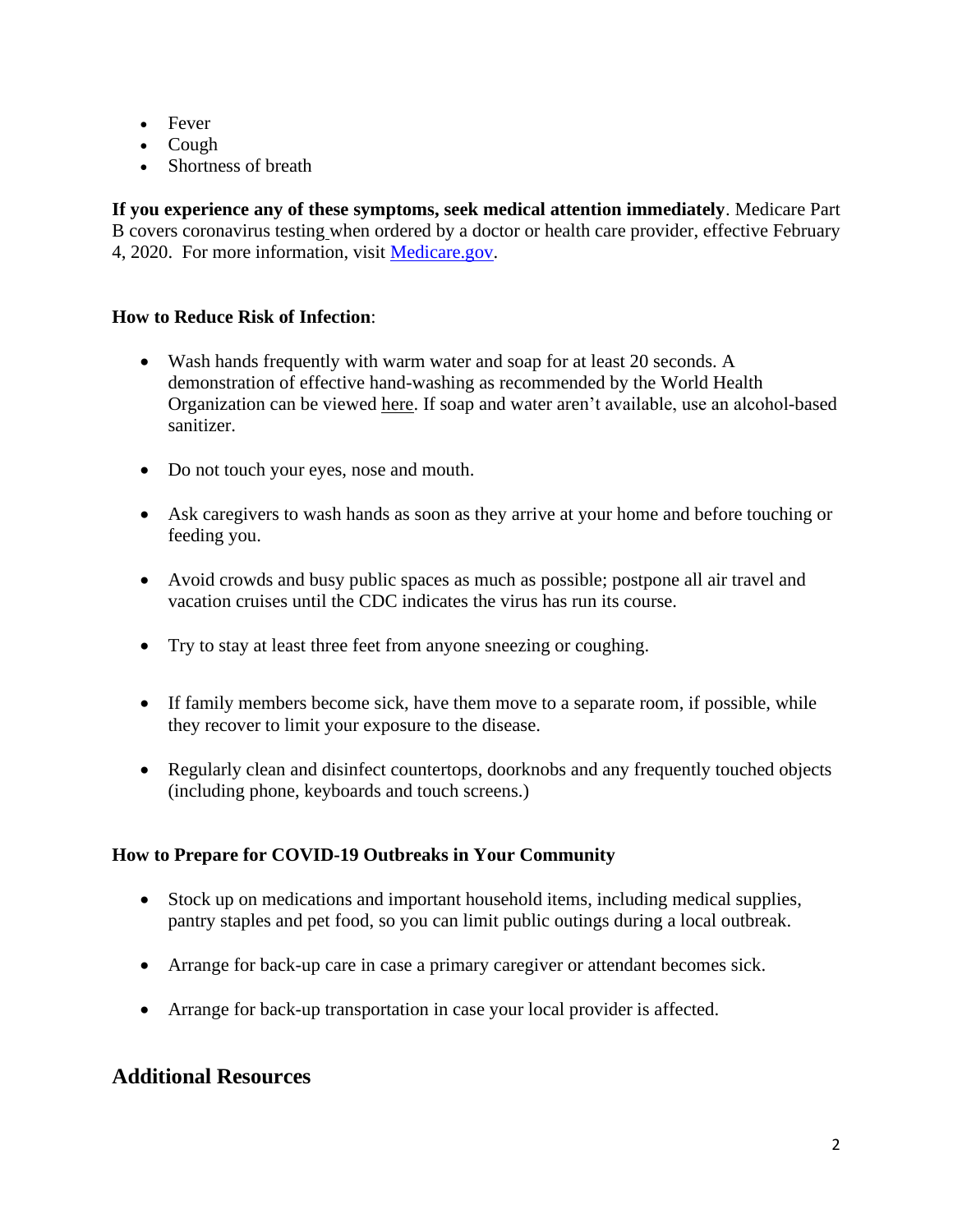- Fever
- Cough
- Shortness of breath

**If you experience any of these symptoms, seek medical attention immediately**. Medicare Part B covers coronavirus testing when ordered by a doctor or health care provider, effective February 4, 2020. For more information, visit [Medicare.gov](Medicare.gov).

**How to Reduce Risk of Infection**:

- Wash hands frequently with warm water and soap for at least 20 seconds. A demonstration of effective hand-washing as recommended by the World Health Organization can be viewed here. If soap and water aren't available, use an alcohol-based sanitizer.

- Do not touch your eyes, nose and mouth.

- Ask caregivers to wash hands as soon as they arrive at your home and before touching or feeding you.

- Avoid crowds and busy public spaces as much as possible; postpone all air travel and vacation cruises until the CDC indicates the virus has run its course.

- Try to stay at least three feet from anyone sneezing or coughing.

- If family members become sick, have them move to a separate room, if possible, while they recover to limit your exposure to the disease.

- Regularly clean and disinfect countertops, doorknobs and any frequently touched objects (including phone, keyboards and touch screens.)

**How to Prepare for COVID-19 Outbreaks in Your Community**

- Stock up on medications and important household items, including medical supplies, pantry staples and pet food, so you can limit public outings during a local outbreak.

- Arrange for back-up care in case a primary caregiver or attendant becomes sick.

- Arrange for back-up transportation in case your local provider is affected.

## Additional Resources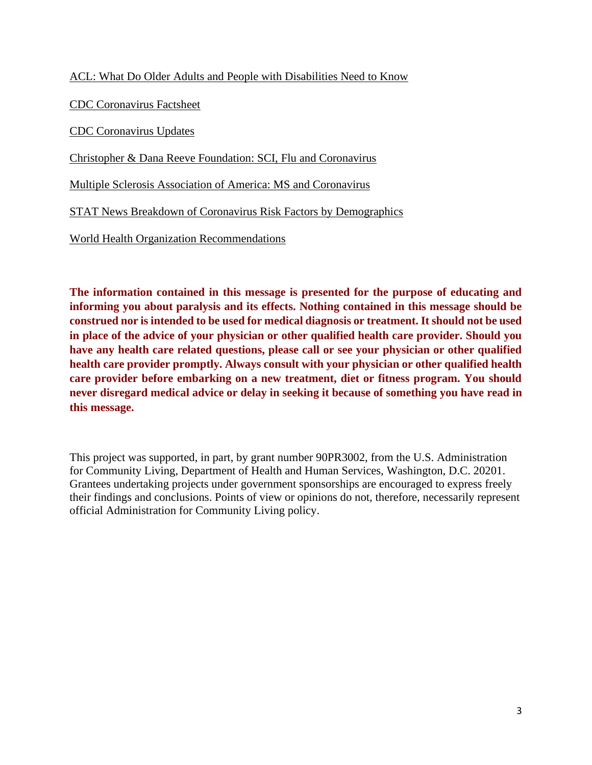ACL: What Do Older Adults and People with Disabilities Need to Know

CDC Coronavirus Factsheet

CDC Coronavirus Updates

Christopher & Dana Reeve Foundation: SCI, Flu and Coronavirus

Multiple Sclerosis Association of America: MS and Coronavirus

STAT News Breakdown of Coronavirus Risk Factors by Demographics

World Health Organization Recommendations

**The information contained in this message is presented for the purpose of educating and informing you about paralysis and its effects. Nothing contained in this message should be construed nor is intended to be used for medical diagnosis or treatment. It should not be used in place of the advice of your physician or other qualified health care provider. Should you have any health care related questions, please call or see your physician or other qualified health care provider promptly. Always consult with your physician or other qualified health care provider before embarking on a new treatment, diet or fitness program. You should never disregard medical advice or delay in seeking it because of something you have read in this message.**

This project was supported, in part, by grant number 90PR3002, from the U.S. Administration for Community Living, Department of Health and Human Services, Washington, D.C. 20201. Grantees undertaking projects under government sponsorships are encouraged to express freely their findings and conclusions. Points of view or opinions do not, therefore, necessarily represent official Administration for Community Living policy.